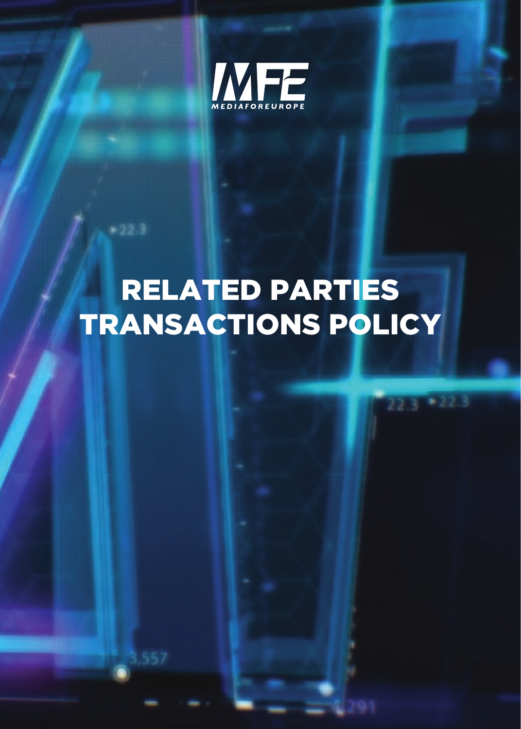MFE
MEDIAFOREUROPE

# RELATED PARTIES TRANSACTIONS POLICY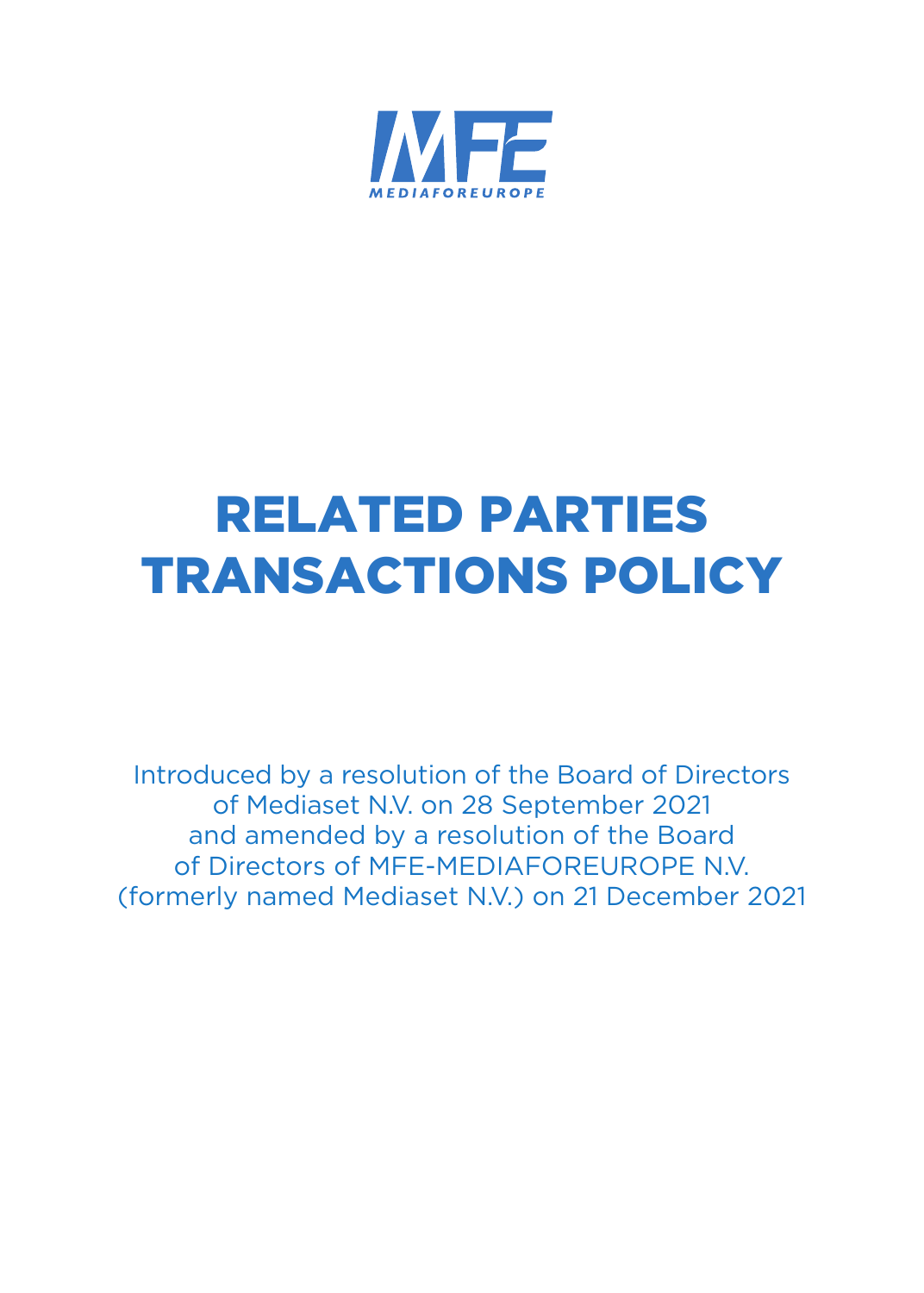# RELATED PARTIES TRANSACTIONS POLICY

Introduced by a resolution of the Board of Directors of Mediaset N.V. on 28 September 2021 and amended by a resolution of the Board of Directors of MFE-MEDIAFOREUROPE N.V. (formerly named Mediaset N.V.) on 21 December 2021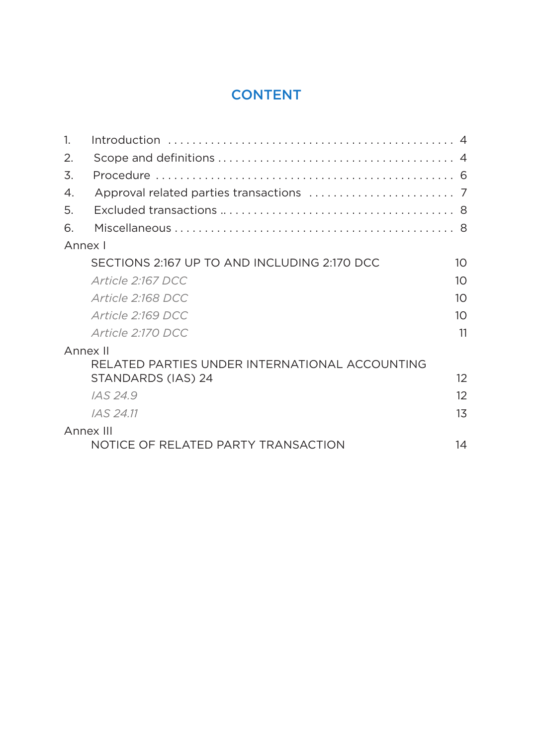# CONTENT

| | | |
|---|---|---|
| 1. | Introduction | 4 |
| 2. | Scope and definitions | 4 |
| 3. | Procedure | 6 |
| 4. | Approval related parties transactions | 7 |
| 5. | Excluded transactions | 8 |
| 6. | Miscellaneous | 8 |
| Annex I | | |
| | SECTIONS 2:167 UP TO AND INCLUDING 2:170 DCC | 10 |
| | *Article 2:167 DCC* | 10 |
| | *Article 2:168 DCC* | 10 |
| | *Article 2:169 DCC* | 10 |
| | *Article 2:170 DCC* | 11 |
| Annex II | | |
| | RELATED PARTIES UNDER INTERNATIONAL ACCOUNTING STANDARDS (IAS) 24 | 12 |
| | *IAS 24.9* | 12 |
| | *IAS 24.11* | 13 |
| Annex III | | |
| | NOTICE OF RELATED PARTY TRANSACTION | 14 |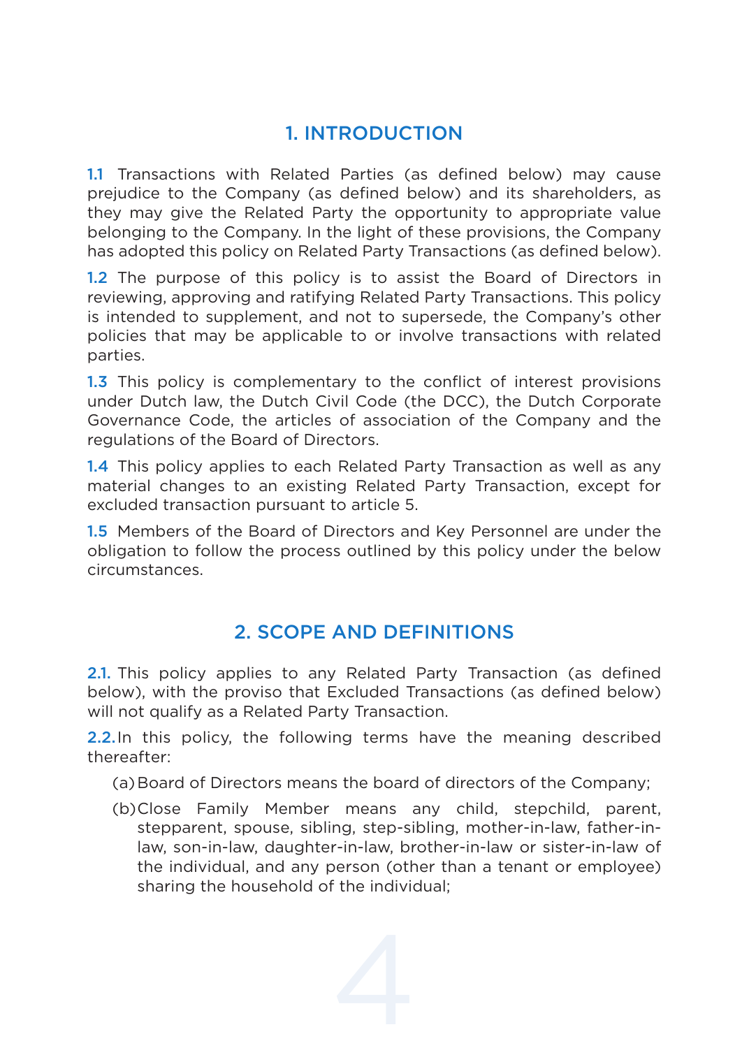# 1. INTRODUCTION

1.1 Transactions with Related Parties (as defined below) may cause prejudice to the Company (as defined below) and its shareholders, as they may give the Related Party the opportunity to appropriate value belonging to the Company. In the light of these provisions, the Company has adopted this policy on Related Party Transactions (as defined below).

1.2 The purpose of this policy is to assist the Board of Directors in reviewing, approving and ratifying Related Party Transactions. This policy is intended to supplement, and not to supersede, the Company's other policies that may be applicable to or involve transactions with related parties.

1.3 This policy is complementary to the conflict of interest provisions under Dutch law, the Dutch Civil Code (the DCC), the Dutch Corporate Governance Code, the articles of association of the Company and the regulations of the Board of Directors.

1.4 This policy applies to each Related Party Transaction as well as any material changes to an existing Related Party Transaction, except for excluded transaction pursuant to article 5.

1.5 Members of the Board of Directors and Key Personnel are under the obligation to follow the process outlined by this policy under the below circumstances.

# 2. SCOPE AND DEFINITIONS

2.1. This policy applies to any Related Party Transaction (as defined below), with the proviso that Excluded Transactions (as defined below) will not qualify as a Related Party Transaction.

2.2. In this policy, the following terms have the meaning described thereafter:

(a) Board of Directors means the board of directors of the Company;

(b) Close Family Member means any child, stepchild, parent, stepparent, spouse, sibling, step-sibling, mother-in-law, father-in-law, son-in-law, daughter-in-law, brother-in-law or sister-in-law of the individual, and any person (other than a tenant or employee) sharing the household of the individual;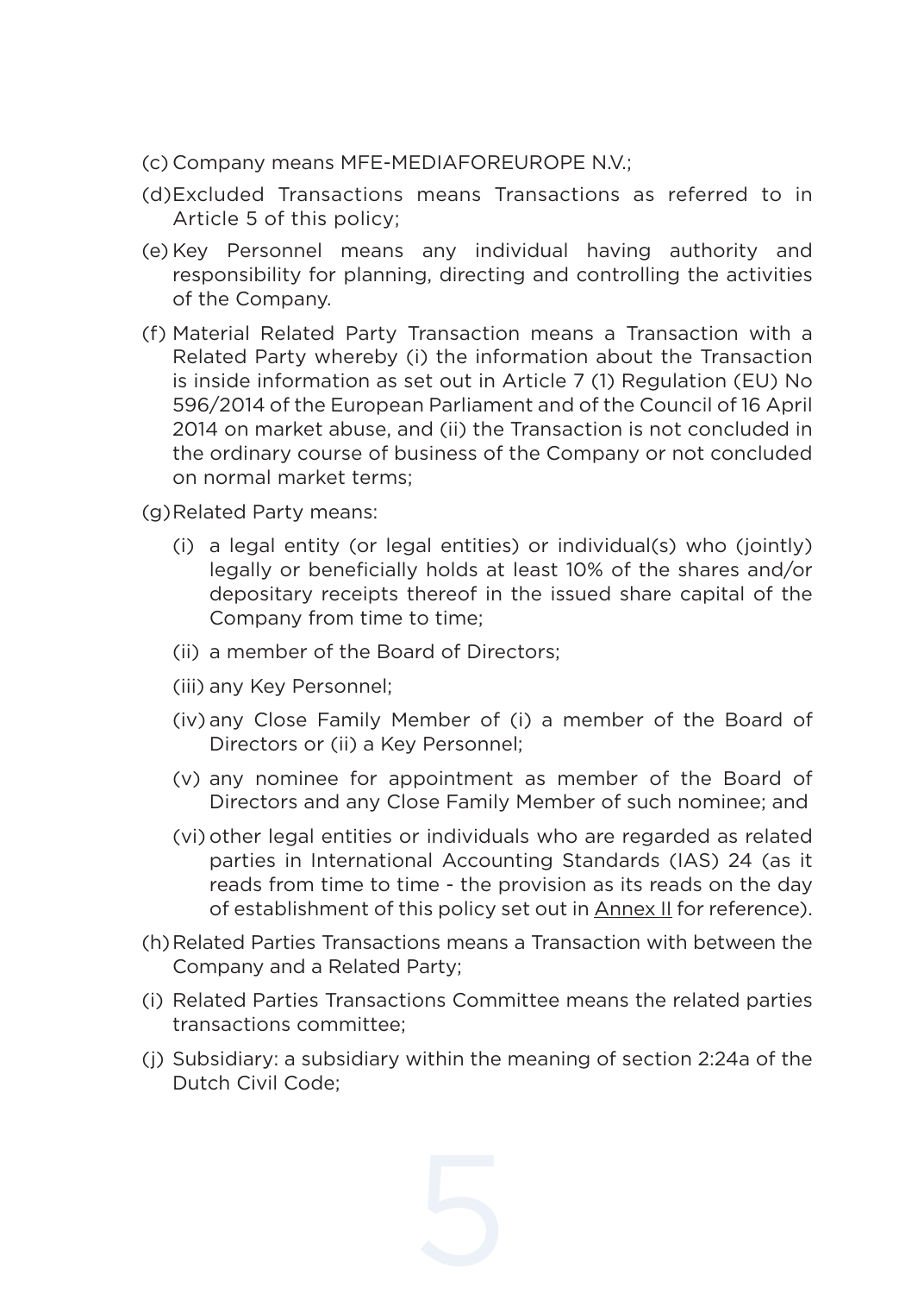(c) Company means MFE-MEDIAFOREUROPE N.V.;

(d) Excluded Transactions means Transactions as referred to in Article 5 of this policy;

(e) Key Personnel means any individual having authority and responsibility for planning, directing and controlling the activities of the Company.

(f) Material Related Party Transaction means a Transaction with a Related Party whereby (i) the information about the Transaction is inside information as set out in Article 7 (1) Regulation (EU) No 596/2014 of the European Parliament and of the Council of 16 April 2014 on market abuse, and (ii) the Transaction is not concluded in the ordinary course of business of the Company or not concluded on normal market terms;

(g) Related Party means:

(i) a legal entity (or legal entities) or individual(s) who (jointly) legally or beneficially holds at least 10% of the shares and/or depositary receipts thereof in the issued share capital of the Company from time to time;

(ii) a member of the Board of Directors;

(iii) any Key Personnel;

(iv) any Close Family Member of (i) a member of the Board of Directors or (ii) a Key Personnel;

(v) any nominee for appointment as member of the Board of Directors and any Close Family Member of such nominee; and

(vi) other legal entities or individuals who are regarded as related parties in International Accounting Standards (IAS) 24 (as it reads from time to time - the provision as its reads on the day of establishment of this policy set out in Annex II for reference).

(h) Related Parties Transactions means a Transaction with between the Company and a Related Party;

(i) Related Parties Transactions Committee means the related parties transactions committee;

(j) Subsidiary: a subsidiary within the meaning of section 2:24a of the Dutch Civil Code;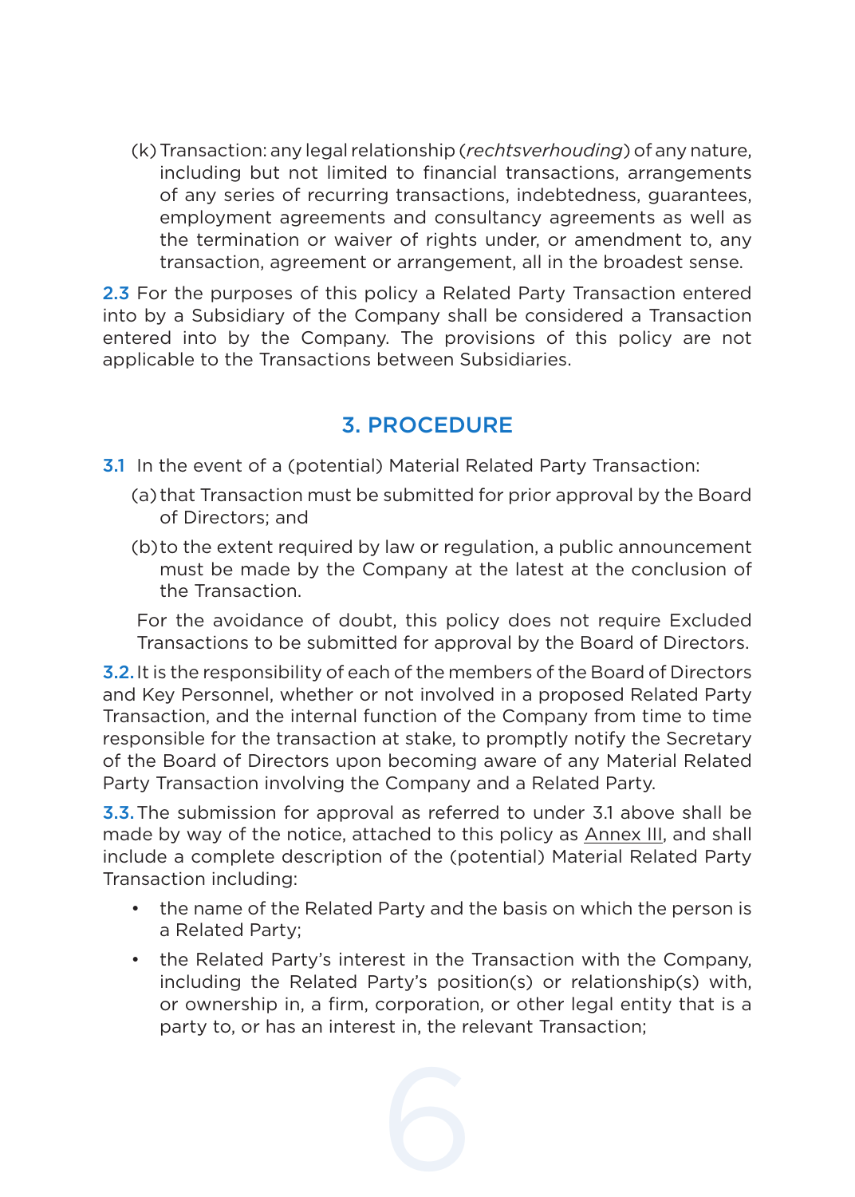(k) Transaction: any legal relationship (*rechtsverhouding*) of any nature, including but not limited to financial transactions, arrangements of any series of recurring transactions, indebtedness, guarantees, employment agreements and consultancy agreements as well as the termination or waiver of rights under, or amendment to, any transaction, agreement or arrangement, all in the broadest sense.

2.3 For the purposes of this policy a Related Party Transaction entered into by a Subsidiary of the Company shall be considered a Transaction entered into by the Company. The provisions of this policy are not applicable to the Transactions between Subsidiaries.

## 3. PROCEDURE

3.1 In the event of a (potential) Material Related Party Transaction:

(a) that Transaction must be submitted for prior approval by the Board of Directors; and

(b) to the extent required by law or regulation, a public announcement must be made by the Company at the latest at the conclusion of the Transaction.

For the avoidance of doubt, this policy does not require Excluded Transactions to be submitted for approval by the Board of Directors.

3.2. It is the responsibility of each of the members of the Board of Directors and Key Personnel, whether or not involved in a proposed Related Party Transaction, and the internal function of the Company from time to time responsible for the transaction at stake, to promptly notify the Secretary of the Board of Directors upon becoming aware of any Material Related Party Transaction involving the Company and a Related Party.

3.3. The submission for approval as referred to under 3.1 above shall be made by way of the notice, attached to this policy as Annex III, and shall include a complete description of the (potential) Material Related Party Transaction including:

- the name of the Related Party and the basis on which the person is a Related Party;
- the Related Party's interest in the Transaction with the Company, including the Related Party's position(s) or relationship(s) with, or ownership in, a firm, corporation, or other legal entity that is a party to, or has an interest in, the relevant Transaction;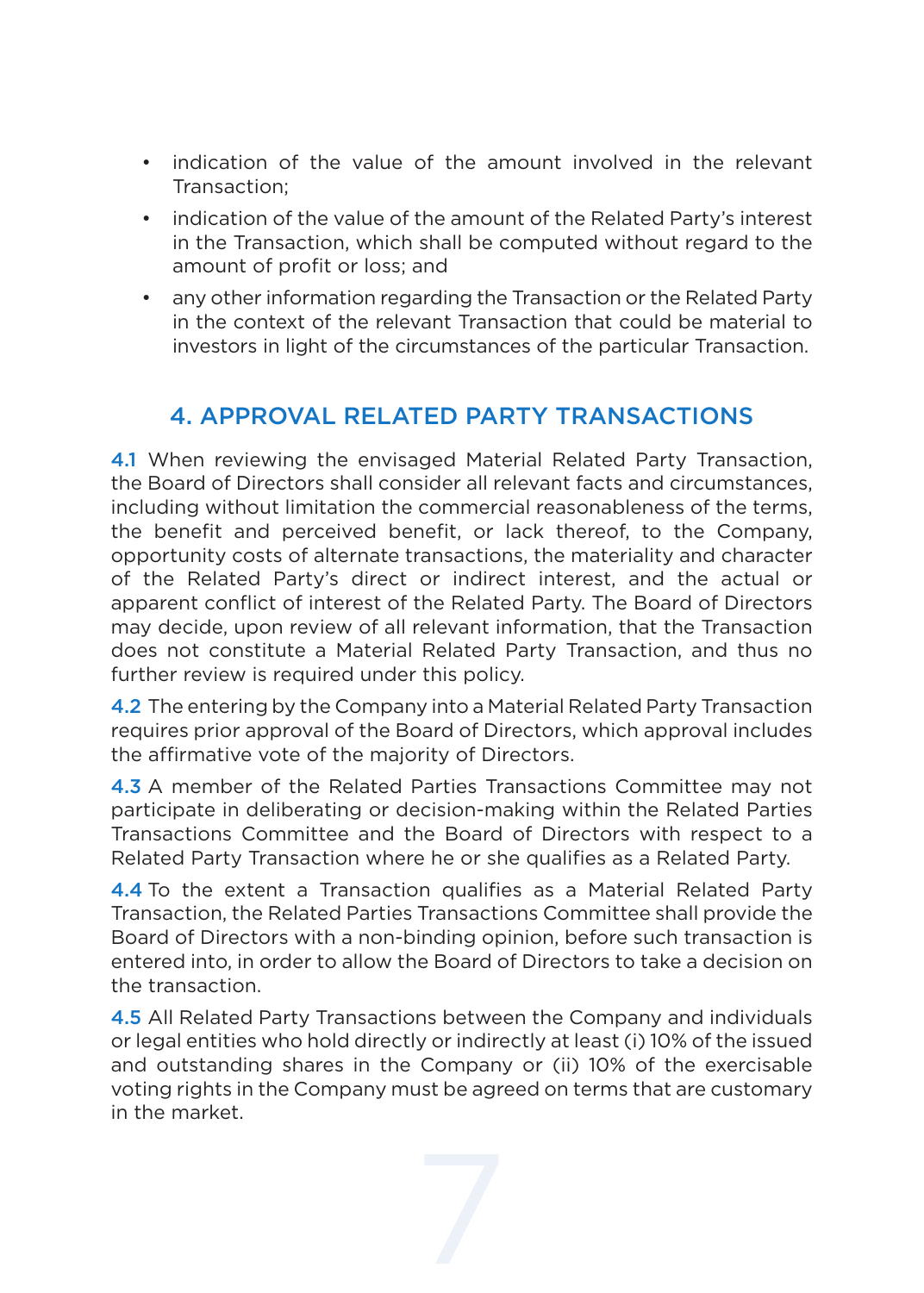- indication of the value of the amount involved in the relevant Transaction;
- indication of the value of the amount of the Related Party's interest in the Transaction, which shall be computed without regard to the amount of profit or loss; and
- any other information regarding the Transaction or the Related Party in the context of the relevant Transaction that could be material to investors in light of the circumstances of the particular Transaction.

## 4. APPROVAL RELATED PARTY TRANSACTIONS

4.1 When reviewing the envisaged Material Related Party Transaction, the Board of Directors shall consider all relevant facts and circumstances, including without limitation the commercial reasonableness of the terms, the benefit and perceived benefit, or lack thereof, to the Company, opportunity costs of alternate transactions, the materiality and character of the Related Party's direct or indirect interest, and the actual or apparent conflict of interest of the Related Party. The Board of Directors may decide, upon review of all relevant information, that the Transaction does not constitute a Material Related Party Transaction, and thus no further review is required under this policy.

4.2 The entering by the Company into a Material Related Party Transaction requires prior approval of the Board of Directors, which approval includes the affirmative vote of the majority of Directors.

4.3 A member of the Related Parties Transactions Committee may not participate in deliberating or decision-making within the Related Parties Transactions Committee and the Board of Directors with respect to a Related Party Transaction where he or she qualifies as a Related Party.

4.4 To the extent a Transaction qualifies as a Material Related Party Transaction, the Related Parties Transactions Committee shall provide the Board of Directors with a non-binding opinion, before such transaction is entered into, in order to allow the Board of Directors to take a decision on the transaction.

4.5 All Related Party Transactions between the Company and individuals or legal entities who hold directly or indirectly at least (i) 10% of the issued and outstanding shares in the Company or (ii) 10% of the exercisable voting rights in the Company must be agreed on terms that are customary in the market.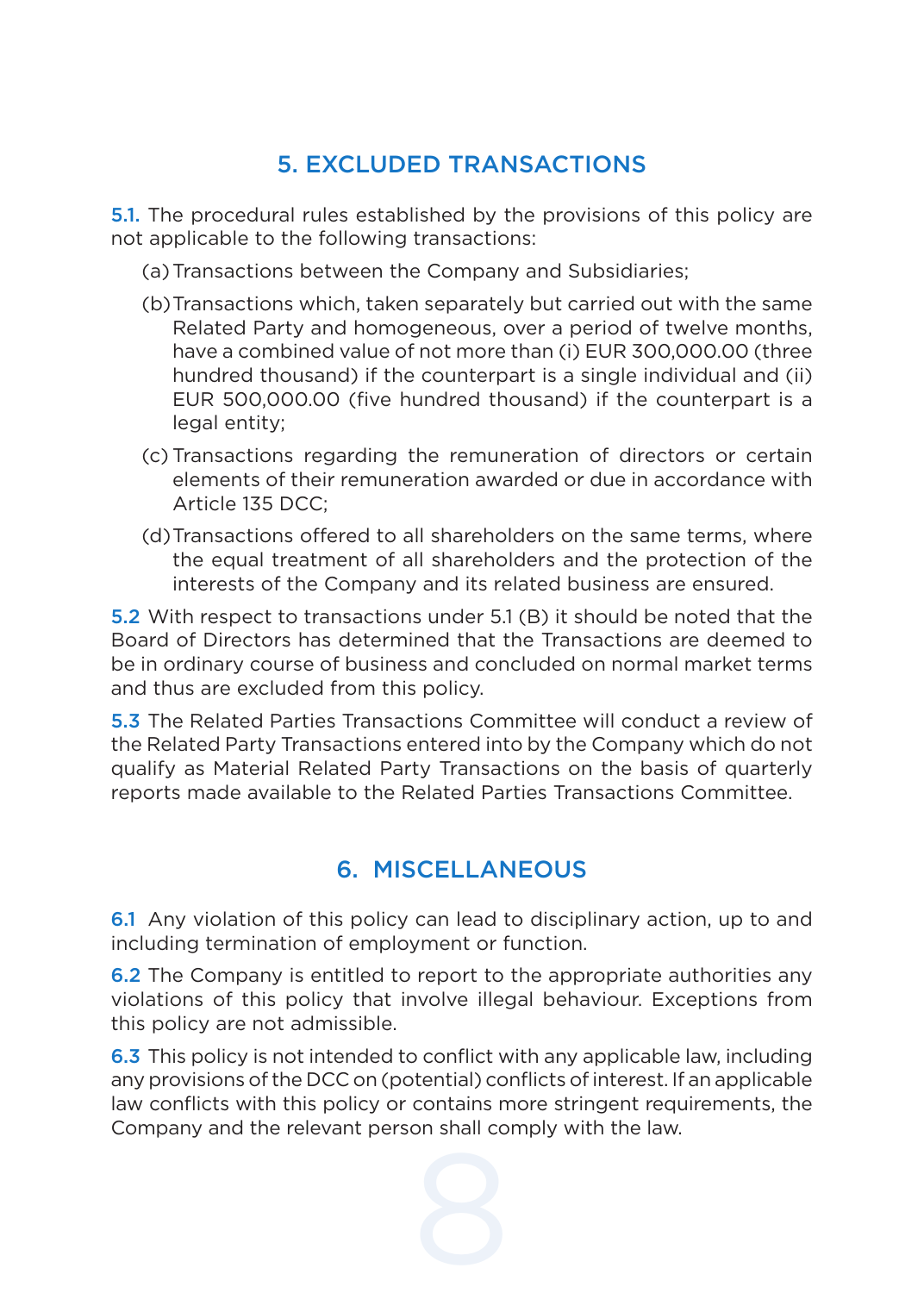## 5. EXCLUDED TRANSACTIONS

**5.1.** The procedural rules established by the provisions of this policy are not applicable to the following transactions:

(a) Transactions between the Company and Subsidiaries;

(b) Transactions which, taken separately but carried out with the same Related Party and homogeneous, over a period of twelve months, have a combined value of not more than (i) EUR 300,000.00 (three hundred thousand) if the counterpart is a single individual and (ii) EUR 500,000.00 (five hundred thousand) if the counterpart is a legal entity;

(c) Transactions regarding the remuneration of directors or certain elements of their remuneration awarded or due in accordance with Article 135 DCC;

(d) Transactions offered to all shareholders on the same terms, where the equal treatment of all shareholders and the protection of the interests of the Company and its related business are ensured.

**5.2** With respect to transactions under 5.1 (B) it should be noted that the Board of Directors has determined that the Transactions are deemed to be in ordinary course of business and concluded on normal market terms and thus are excluded from this policy.

**5.3** The Related Parties Transactions Committee will conduct a review of the Related Party Transactions entered into by the Company which do not qualify as Material Related Party Transactions on the basis of quarterly reports made available to the Related Parties Transactions Committee.

## 6. MISCELLANEOUS

**6.1** Any violation of this policy can lead to disciplinary action, up to and including termination of employment or function.

**6.2** The Company is entitled to report to the appropriate authorities any violations of this policy that involve illegal behaviour. Exceptions from this policy are not admissible.

**6.3** This policy is not intended to conflict with any applicable law, including any provisions of the DCC on (potential) conflicts of interest. If an applicable law conflicts with this policy or contains more stringent requirements, the Company and the relevant person shall comply with the law.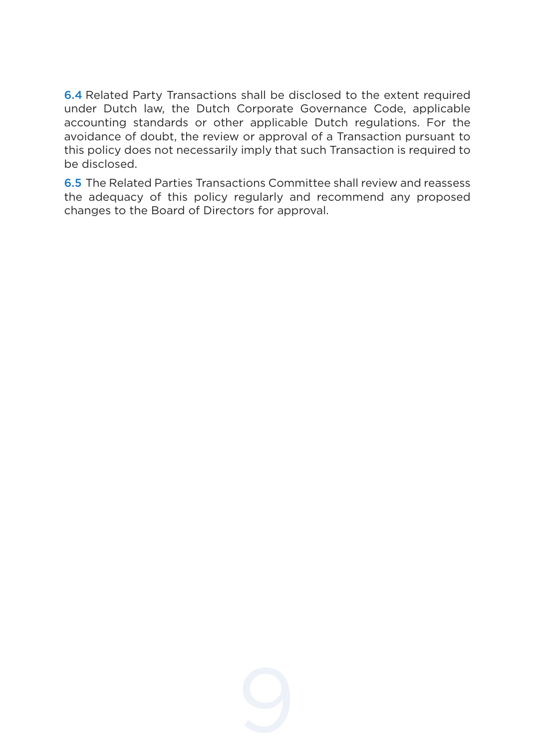6.4 Related Party Transactions shall be disclosed to the extent required under Dutch law, the Dutch Corporate Governance Code, applicable accounting standards or other applicable Dutch regulations. For the avoidance of doubt, the review or approval of a Transaction pursuant to this policy does not necessarily imply that such Transaction is required to be disclosed.

6.5 The Related Parties Transactions Committee shall review and reassess the adequacy of this policy regularly and recommend any proposed changes to the Board of Directors for approval.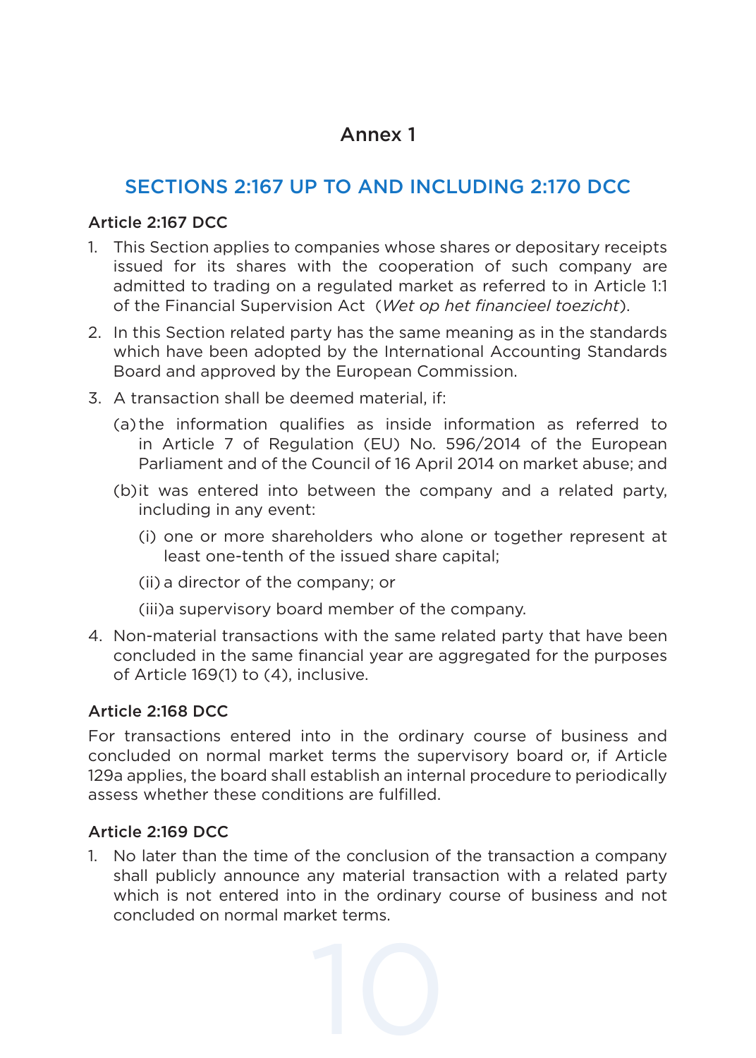# Annex 1

## SECTIONS 2:167 UP TO AND INCLUDING 2:170 DCC

### Article 2:167 DCC

1. This Section applies to companies whose shares or depositary receipts issued for its shares with the cooperation of such company are admitted to trading on a regulated market as referred to in Article 1:1 of the Financial Supervision Act (*Wet op het financieel toezicht*).
2. In this Section related party has the same meaning as in the standards which have been adopted by the International Accounting Standards Board and approved by the European Commission.
3. A transaction shall be deemed material, if:
   (a) the information qualifies as inside information as referred to in Article 7 of Regulation (EU) No. 596/2014 of the European Parliament and of the Council of 16 April 2014 on market abuse; and
   (b) it was entered into between the company and a related party, including in any event:
      (i) one or more shareholders who alone or together represent at least one-tenth of the issued share capital;
      (ii) a director of the company; or
      (iii) a supervisory board member of the company.
4. Non-material transactions with the same related party that have been concluded in the same financial year are aggregated for the purposes of Article 169(1) to (4), inclusive.

### Article 2:168 DCC

For transactions entered into in the ordinary course of business and concluded on normal market terms the supervisory board or, if Article 129a applies, the board shall establish an internal procedure to periodically assess whether these conditions are fulfilled.

### Article 2:169 DCC

1. No later than the time of the conclusion of the transaction a company shall publicly announce any material transaction with a related party which is not entered into in the ordinary course of business and not concluded on normal market terms.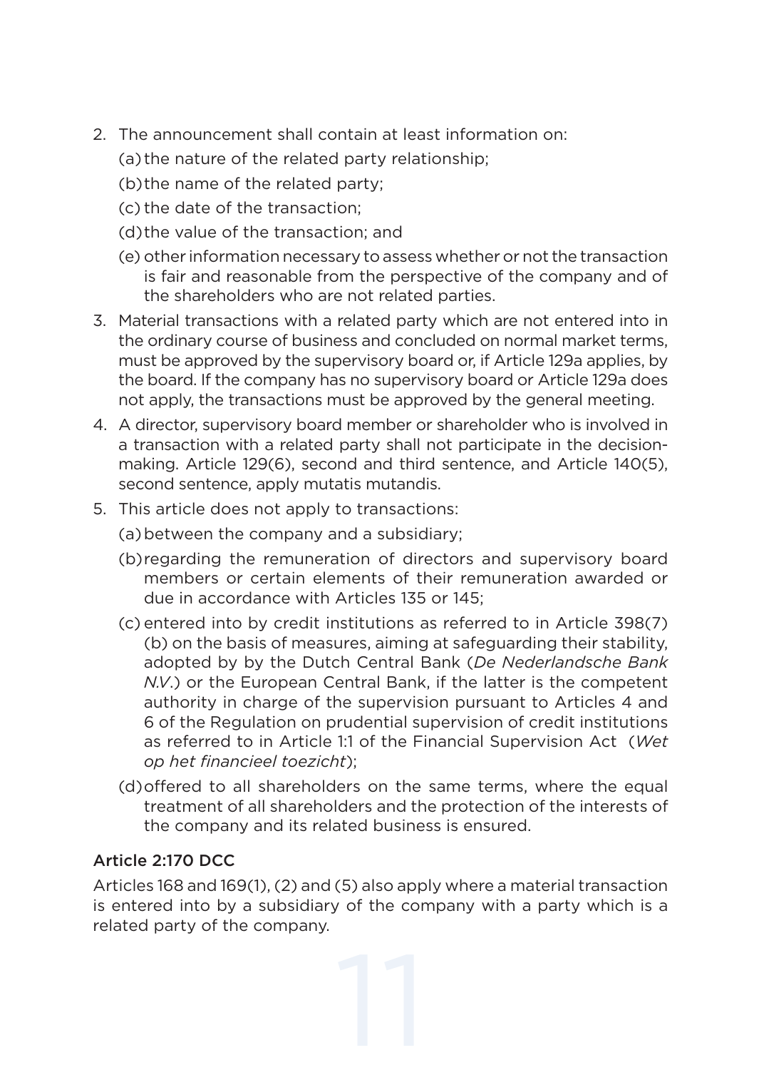2. The announcement shall contain at least information on:
   (a) the nature of the related party relationship;
   (b) the name of the related party;
   (c) the date of the transaction;
   (d) the value of the transaction; and
   (e) other information necessary to assess whether or not the transaction is fair and reasonable from the perspective of the company and of the shareholders who are not related parties.
3. Material transactions with a related party which are not entered into in the ordinary course of business and concluded on normal market terms, must be approved by the supervisory board or, if Article 129a applies, by the board. If the company has no supervisory board or Article 129a does not apply, the transactions must be approved by the general meeting.
4. A director, supervisory board member or shareholder who is involved in a transaction with a related party shall not participate in the decision-making. Article 129(6), second and third sentence, and Article 140(5), second sentence, apply mutatis mutandis.
5. This article does not apply to transactions:
   (a) between the company and a subsidiary;
   (b) regarding the remuneration of directors and supervisory board members or certain elements of their remuneration awarded or due in accordance with Articles 135 or 145;
   (c) entered into by credit institutions as referred to in Article 398(7)(b) on the basis of measures, aiming at safeguarding their stability, adopted by by the Dutch Central Bank (*De Nederlandsche Bank N.V.*) or the European Central Bank, if the latter is the competent authority in charge of the supervision pursuant to Articles 4 and 6 of the Regulation on prudential supervision of credit institutions as referred to in Article 1:1 of the Financial Supervision Act (*Wet op het financieel toezicht*);
   (d) offered to all shareholders on the same terms, where the equal treatment of all shareholders and the protection of the interests of the company and its related business is ensured.

### Article 2:170 DCC

Articles 168 and 169(1), (2) and (5) also apply where a material transaction is entered into by a subsidiary of the company with a party which is a related party of the company.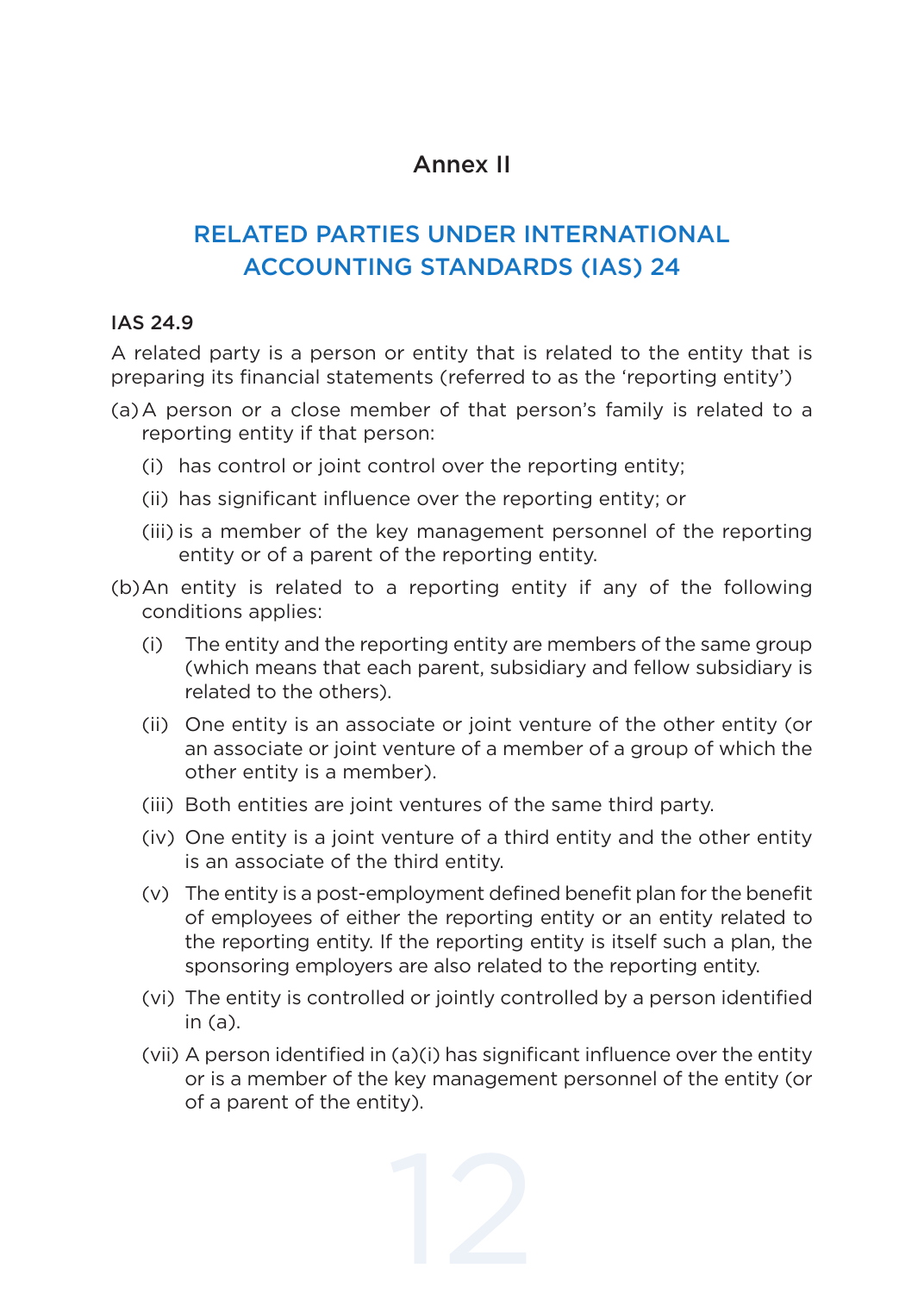# Annex II

## RELATED PARTIES UNDER INTERNATIONAL ACCOUNTING STANDARDS (IAS) 24

### IAS 24.9

A related party is a person or entity that is related to the entity that is preparing its financial statements (referred to as the 'reporting entity')

(a) A person or a close member of that person's family is related to a reporting entity if that person:

- (i) has control or joint control over the reporting entity;
- (ii) has significant influence over the reporting entity; or
- (iii) is a member of the key management personnel of the reporting entity or of a parent of the reporting entity.

(b) An entity is related to a reporting entity if any of the following conditions applies:

- (i) The entity and the reporting entity are members of the same group (which means that each parent, subsidiary and fellow subsidiary is related to the others).
- (ii) One entity is an associate or joint venture of the other entity (or an associate or joint venture of a member of a group of which the other entity is a member).
- (iii) Both entities are joint ventures of the same third party.
- (iv) One entity is a joint venture of a third entity and the other entity is an associate of the third entity.
- (v) The entity is a post-employment defined benefit plan for the benefit of employees of either the reporting entity or an entity related to the reporting entity. If the reporting entity is itself such a plan, the sponsoring employers are also related to the reporting entity.
- (vi) The entity is controlled or jointly controlled by a person identified in (a).
- (vii) A person identified in (a)(i) has significant influence over the entity or is a member of the key management personnel of the entity (or of a parent of the entity).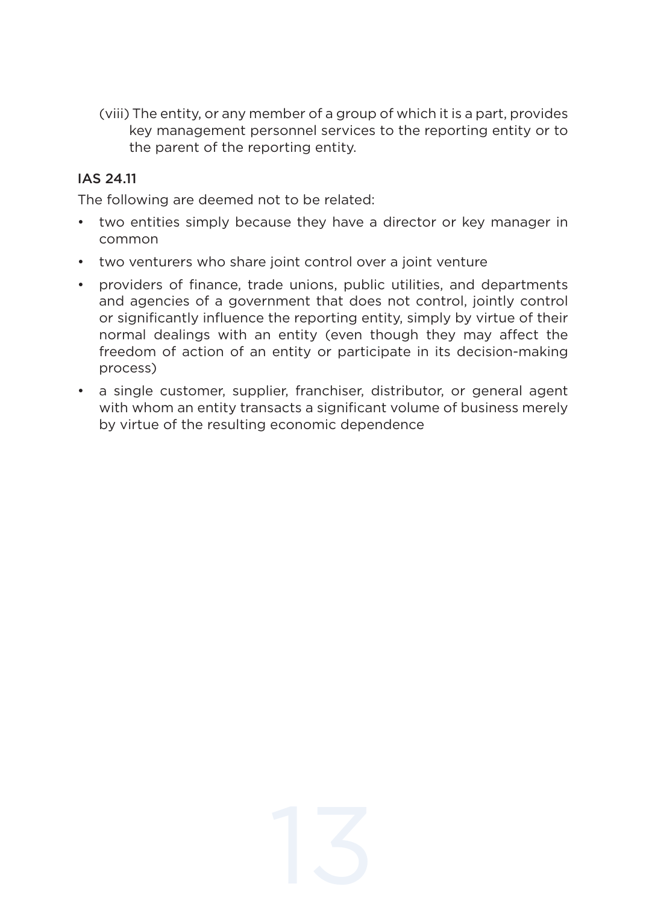(viii) The entity, or any member of a group of which it is a part, provides key management personnel services to the reporting entity or to the parent of the reporting entity.

### IAS 24.11

The following are deemed not to be related:

- two entities simply because they have a director or key manager in common
- two venturers who share joint control over a joint venture
- providers of finance, trade unions, public utilities, and departments and agencies of a government that does not control, jointly control or significantly influence the reporting entity, simply by virtue of their normal dealings with an entity (even though they may affect the freedom of action of an entity or participate in its decision-making process)
- a single customer, supplier, franchiser, distributor, or general agent with whom an entity transacts a significant volume of business merely by virtue of the resulting economic dependence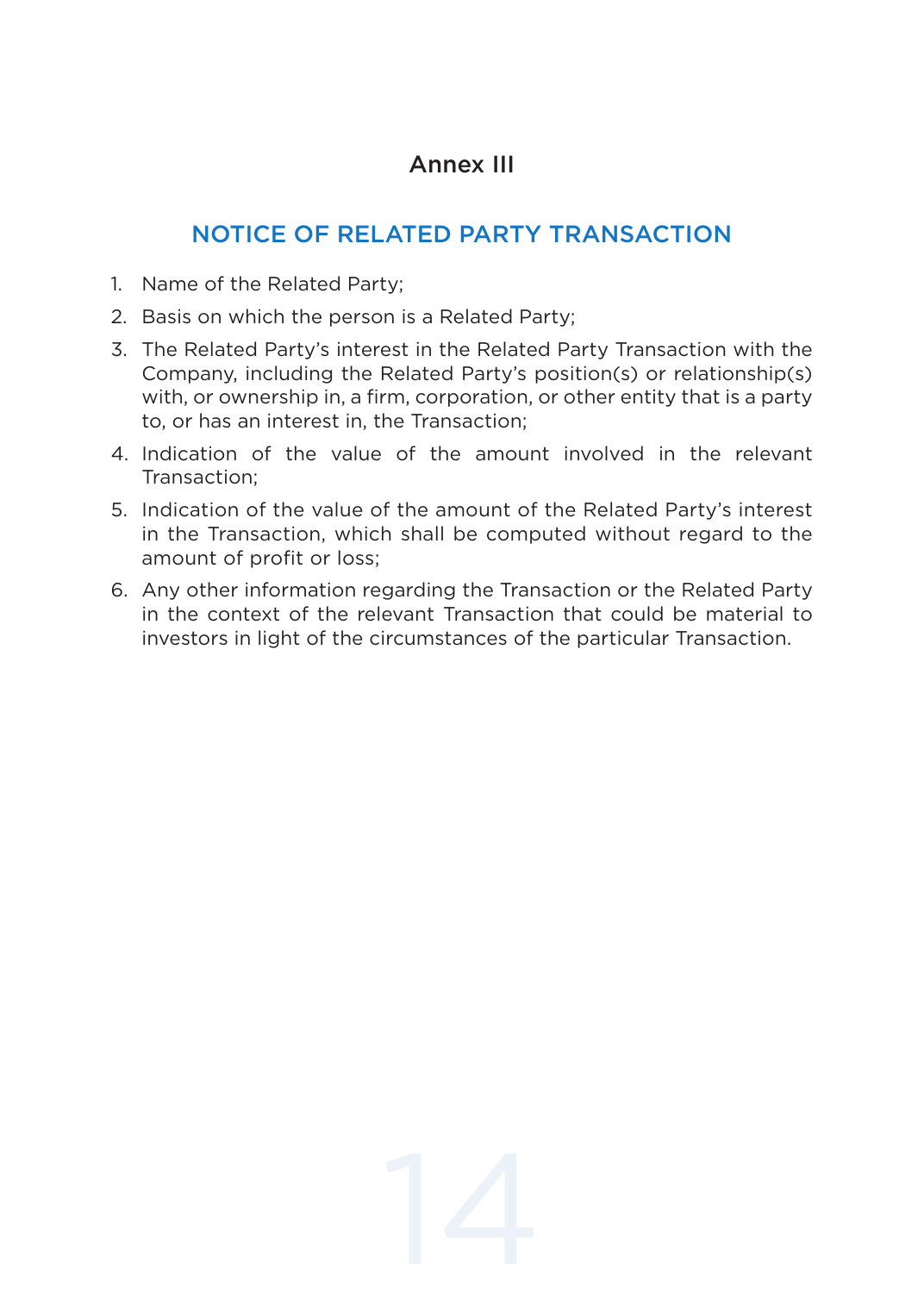# Annex III

## NOTICE OF RELATED PARTY TRANSACTION

1. Name of the Related Party;
2. Basis on which the person is a Related Party;
3. The Related Party's interest in the Related Party Transaction with the Company, including the Related Party's position(s) or relationship(s) with, or ownership in, a firm, corporation, or other entity that is a party to, or has an interest in, the Transaction;
4. Indication of the value of the amount involved in the relevant Transaction;
5. Indication of the value of the amount of the Related Party's interest in the Transaction, which shall be computed without regard to the amount of profit or loss;
6. Any other information regarding the Transaction or the Related Party in the context of the relevant Transaction that could be material to investors in light of the circumstances of the particular Transaction.